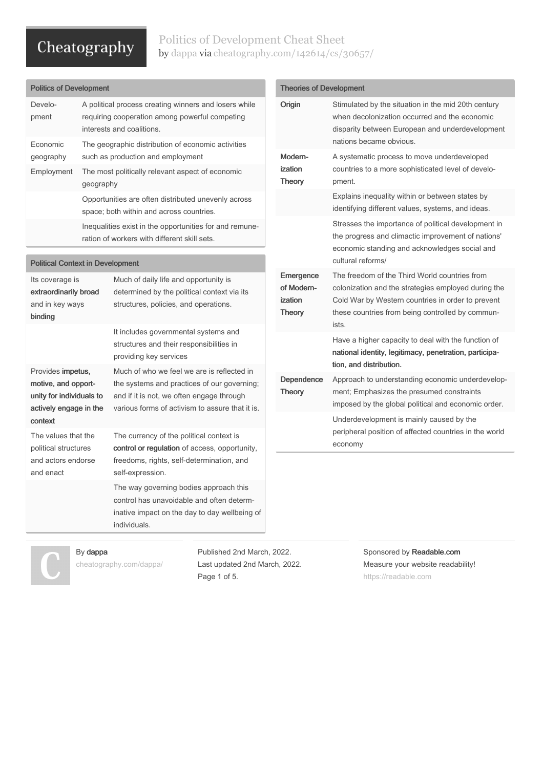# Politics of Development Cheat Sheet

by dappa via cheatography.com/142614/cs/30657/

## Politics of Development

| | |
|---|---|
| Development | A political process creating winners and losers while requiring cooperation among powerful competing interests and coalitions. |
| Economic geography | The geographic distribution of economic activities such as production and employment |
| Employment | The most politically relevant aspect of economic geography |
| | Opportunities are often distributed unevenly across space; both within and across countries. |
| | Inequalities exist in the opportunities for and remuneration of workers with different skill sets. |

## Political Context in Development

| | |
|---|---|
| Its coverage is **extraordinarily broad** and in key ways **binding** | Much of daily life and opportunity is determined by the political context via its structures, policies, and operations. |
| | It includes governmental systems and structures and their responsibilities in providing key services |
| Provides **impetus, motive, and opportunity for individuals to actively engage in the context** | Much of who we feel we are is reflected in the systems and practices of our governing; and if it is not, we often engage through various forms of activism to assure that it is. |
| The values that the political structures and actors endorse and enact | The currency of the political context is **control or regulation** of access, opportunity, freedoms, rights, self-determination, and self-expression. |
| | The way governing bodies approach this control has unavoidable and often determinative impact on the day to day wellbeing of individuals. |

## Theories of Development

| | |
|---|---|
| **Origin** | Stimulated by the situation in the mid 20th century when decolonization occurred and the economic disparity between European and underdevelopment nations became obvious. |
| **Modernization Theory** | A systematic process to move underdeveloped countries to a more sophisticated level of development. |
| | Explains inequality within or between states by identifying different values, systems, and ideas. |
| | Stresses the importance of political development in the progress and climactic improvement of nations' economic standing and acknowledges social and cultural reforms/ |
| **Emergence of Modernization Theory** | The freedom of the Third World countries from colonization and the strategies employed during the Cold War by Western countries in order to prevent these countries from being controlled by communists. |
| | Have a higher capacity to deal with the function of **national identity, legitimacy, penetration, participation, and distribution.** |
| **Dependence Theory** | Approach to understanding economic underdevelopment; Emphasizes the presumed constraints imposed by the global political and economic order. |
| | Underdevelopment is mainly caused by the peripheral position of affected countries in the world economy |

By **dappa**
cheatography.com/dappa/

Published 2nd March, 2022.
Last updated 2nd March, 2022.

Sponsored by **Readable.com**
Measure your website readability!
https://readable.com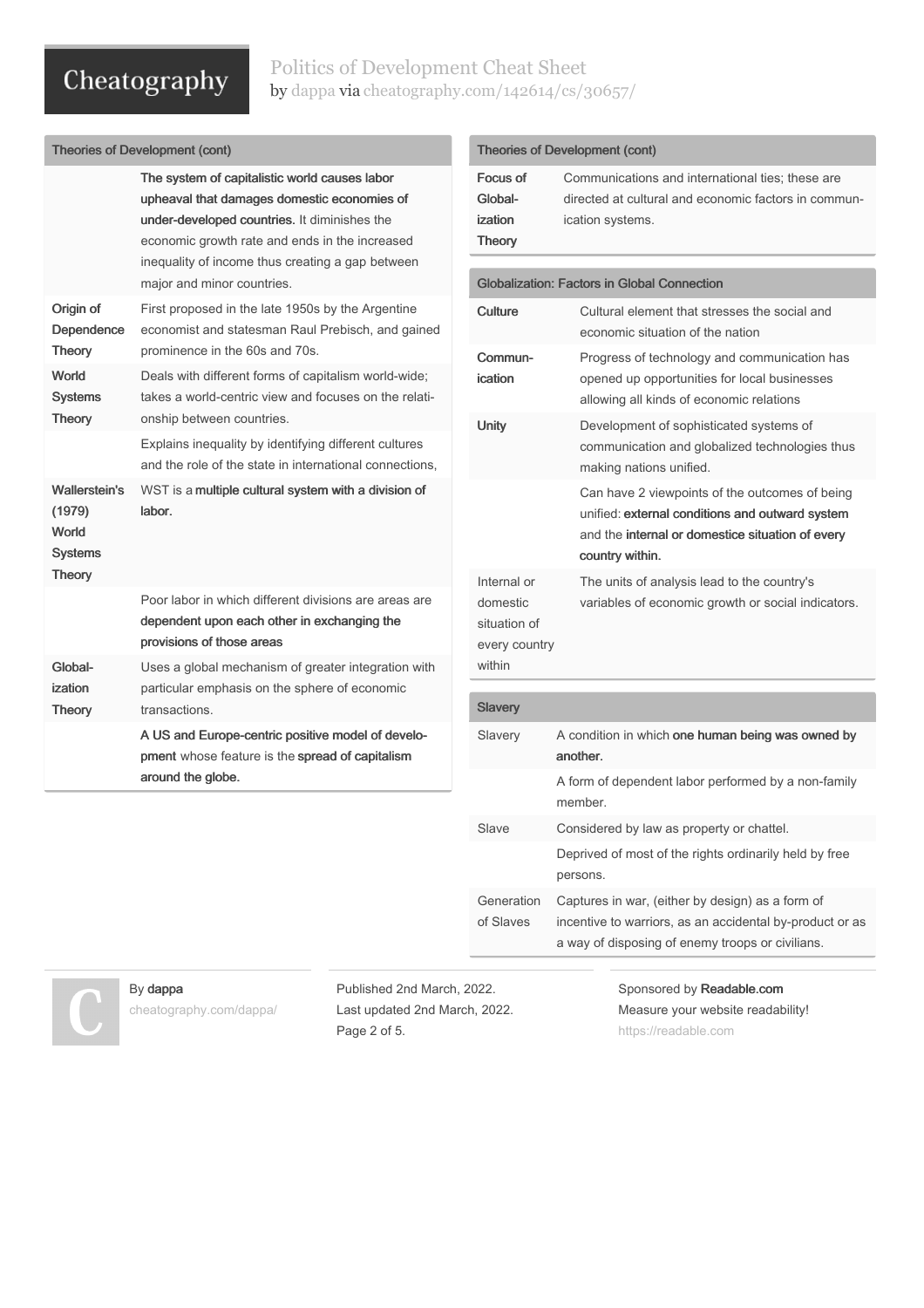## Theories of Development (cont)

| | |
|---|---|
| | **The system of capitalistic world causes labor upheaval that damages domestic economies of under-developed countries.** It diminishes the economic growth rate and ends in the increased inequality of income thus creating a gap between major and minor countries. |
| **Origin of Dependence Theory** | First proposed in the late 1950s by the Argentine economist and statesman Raul Prebisch, and gained prominence in the 60s and 70s. |
| **World Systems Theory** | Deals with different forms of capitalism world-wide; takes a world-centric view and focuses on the relationship between countries. |
| | Explains inequality by identifying different cultures and the role of the state in international connections, |
| **Wallerstein's (1979) World Systems Theory** | WST is a **multiple cultural system with a division of labor.** |
| | Poor labor in which different divisions are areas are **dependent upon each other in exchanging the provisions of those areas** |
| **Globalization Theory** | Uses a global mechanism of greater integration with particular emphasis on the sphere of economic transactions. |
| | **A US and Europe-centric positive model of development** whose feature is the **spread of capitalism around the globe.** |

## Theories of Development (cont)

| | |
|---|---|
| **Focus of Globalization Theory** | Communications and international ties; these are directed at cultural and economic factors in communication systems. |

## Globalization: Factors in Global Connection

| | |
|---|---|
| **Culture** | Cultural element that stresses the social and economic situation of the nation |
| **Communication** | Progress of technology and communication has opened up opportunities for local businesses allowing all kinds of economic relations |
| **Unity** | Development of sophisticated systems of communication and globalized technologies thus making nations unified. |
| | Can have 2 viewpoints of the outcomes of being unified: **external conditions and outward system** and the **internal or domestice situation of every country within.** |
| Internal or domestic situation of every country within | The units of analysis lead to the country's variables of economic growth or social indicators. |

## Slavery

| | |
|---|---|
| Slavery | A condition in which **one human being was owned by another.** |
| | A form of dependent labor performed by a non-family member. |
| Slave | Considered by law as property or chattel. |
| | Deprived of most of the rights ordinarily held by free persons. |
| Generation of Slaves | Captures in war, (either by design) as a form of incentive to warriors, as an accidental by-product or as a way of disposing of enemy troops or civilians. |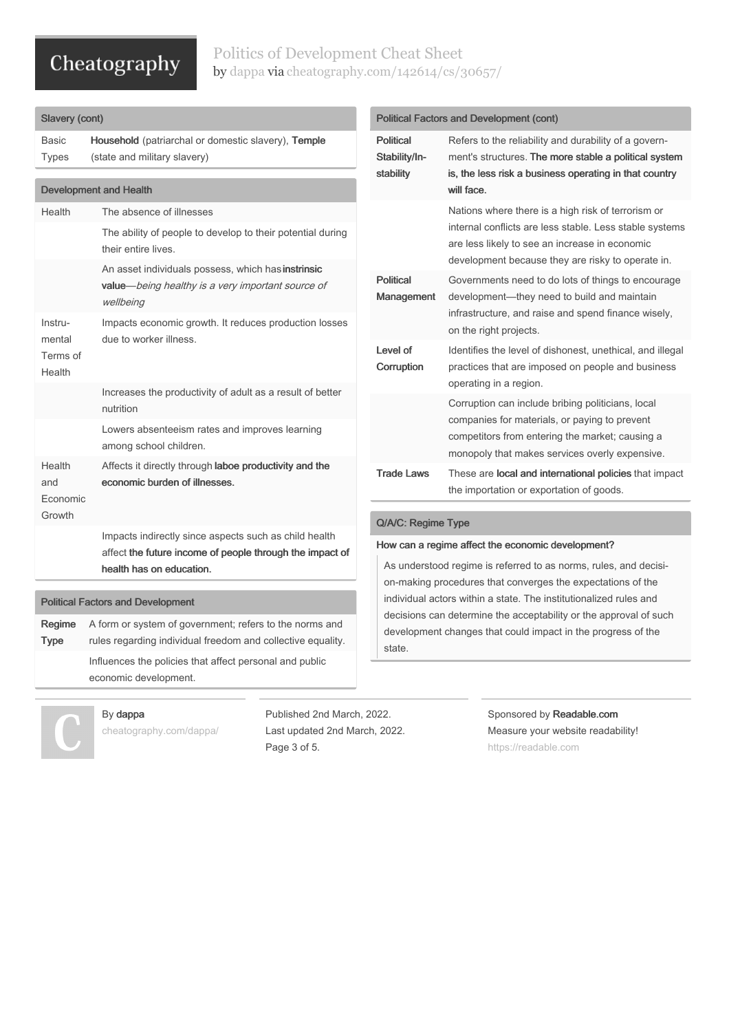## Slavery (cont)

| | |
|---|---|
| Basic Types | **Household** (patriarchal or domestic slavery), **Temple** (state and military slavery) |

## Development and Health

| | |
|---|---|
| Health | The absence of illnesses |
| | The ability of people to develop to their potential during their entire lives. |
| | An asset individuals possess, which has **instrinsic value**—*being healthy is a very important source of wellbeing* |
| Instrumental Terms of Health | Impacts economic growth. It reduces production losses due to worker illness. |
| | Increases the productivity of adult as a result of better nutrition |
| | Lowers absenteeism rates and improves learning among school children. |
| Health and Economic Growth | Affects it directly through **laboe productivity and the economic burden of illnesses.** |
| | Impacts indirectly since aspects such as child health affect **the future income of people through the impact of health has on education.** |

## Political Factors and Development

| | |
|---|---|
| **Regime Type** | A form or system of government; refers to the norms and rules regarding individual freedom and collective equality. |
| | Influences the policies that affect personal and public economic development. |

## Political Factors and Development (cont)

| | |
|---|---|
| **Political Stability/Instability** | Refers to the reliability and durability of a government's structures. **The more stable a political system is, the less risk a business operating in that country will face.** |
| | Nations where there is a high risk of terrorism or internal conflicts are less stable. Less stable systems are less likely to see an increase in economic development because they are risky to operate in. |
| **Political Management** | Governments need to do lots of things to encourage development—they need to build and maintain infrastructure, and raise and spend finance wisely, on the right projects. |
| **Level of Corruption** | Identifies the level of dishonest, unethical, and illegal practices that are imposed on people and business operating in a region. |
| | Corruption can include bribing politicians, local companies for materials, or paying to prevent competitors from entering the market; causing a monopoly that makes services overly expensive. |
| **Trade Laws** | These are **local and international policies** that impact the importation or exportation of goods. |

## Q/A/C: Regime Type

**How can a regime affect the economic development?**

As understood regime is referred to as norms, rules, and decision-making procedures that converges the expectations of the individual actors within a state. The institutionalized rules and decisions can determine the acceptability or the approval of such development changes that could impact in the progress of the state.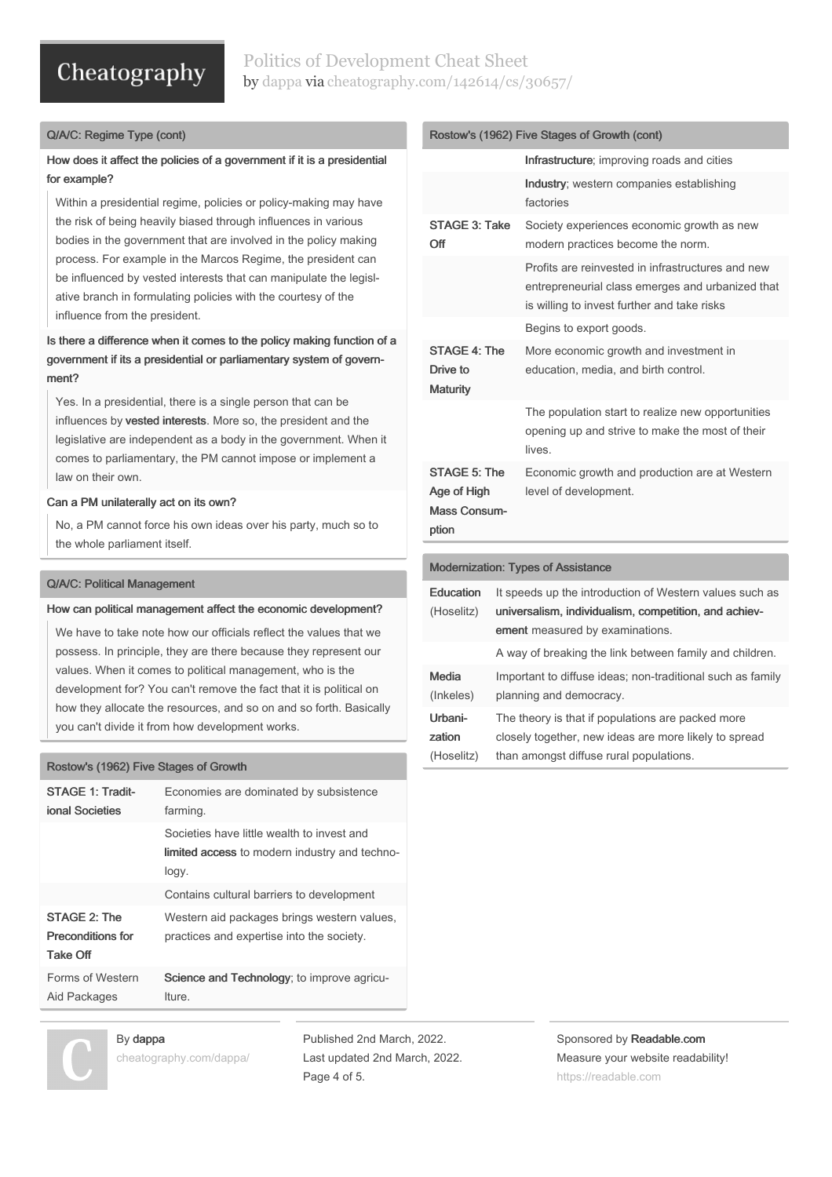## Q/A/C: Regime Type (cont)

**How does it affect the policies of a government if it is a presidential for example?**

Within a presidential regime, policies or policy-making may have the risk of being heavily biased through influences in various bodies in the government that are involved in the policy making process. For example in the Marcos Regime, the president can be influenced by vested interests that can manipulate the legislative branch in formulating policies with the courtesy of the influence from the president.

**Is there a difference when it comes to the policy making function of a government if its a presidential or parliamentary system of government?**

Yes. In a presidential, there is a single person that can be influences by **vested interests**. More so, the president and the legislative are independent as a body in the government. When it comes to parliamentary, the PM cannot impose or implement a law on their own.

**Can a PM unilaterally act on its own?**

No, a PM cannot force his own ideas over his party, much so to the whole parliament itself.

## Q/A/C: Political Management

**How can political management affect the economic development?**

We have to take note how our officials reflect the values that we possess. In principle, they are there because they represent our values. When it comes to political management, who is the development for? You can't remove the fact that it is political on how they allocate the resources, and so on and so forth. Basically you can't divide it from how development works.

## Rostow's (1962) Five Stages of Growth

| | |
|---|---|
| **STAGE 1: Traditional Societies** | Economies are dominated by subsistence farming. |
| | Societies have little wealth to invest and **limited access** to modern industry and technology. |
| | Contains cultural barriers to development |
| **STAGE 2: The Preconditions for Take Off** | Western aid packages brings western values, practices and expertise into the society. |
| Forms of Western Aid Packages | **Science and Technology**; to improve agriculture. |
| | **Infrastructure**; improving roads and cities |
| | **Industry**; western companies establishing factories |
| **STAGE 3: Take Off** | Society experiences economic growth as new modern practices become the norm. |
| | Profits are reinvested in infrastructures and new entrepreneurial class emerges and urbanized that is willing to invest further and take risks |
| | Begins to export goods. |
| **STAGE 4: The Drive to Maturity** | More economic growth and investment in education, media, and birth control. |
| | The population start to realize new opportunities opening up and strive to make the most of their lives. |
| **STAGE 5: The Age of High Mass Consumption** | Economic growth and production are at Western level of development. |

## Modernization: Types of Assistance

| | |
|---|---|
| **Education** (Hoselitz) | It speeds up the introduction of Western values such as **universalism, individualism, competition, and achievement** measured by examinations. |
| | A way of breaking the link between family and children. |
| **Media** (Inkeles) | Important to diffuse ideas; non-traditional such as family planning and democracy. |
| **Urbanization** (Hoselitz) | The theory is that if populations are packed more closely together, new ideas are more likely to spread than amongst diffuse rural populations. |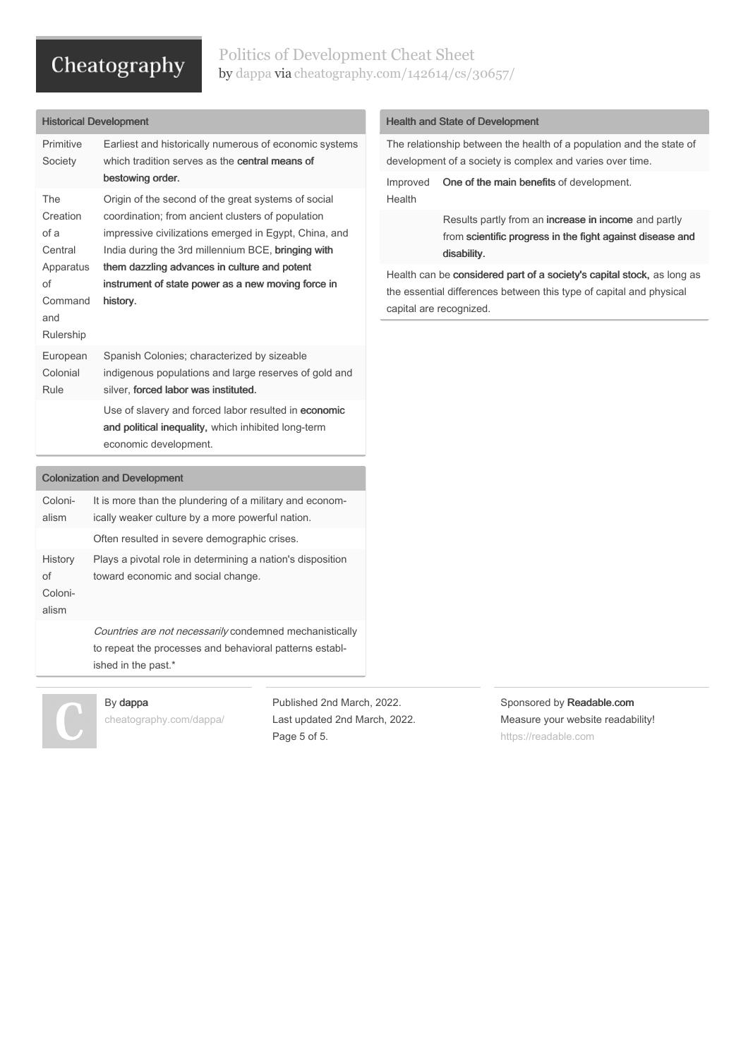## Historical Development

| | |
|---|---|
| Primitive Society | Earliest and historically numerous of economic systems which tradition serves as the **central means of bestowing order.** |
| The Creation of a Central Apparatus of Command and Rulership | Origin of the second of the great systems of social coordination; from ancient clusters of population impressive civilizations emerged in Egypt, China, and India during the 3rd millennium BCE, **bringing with them dazzling advances in culture and potent instrument of state power as a new moving force in history.** |
| European Colonial Rule | Spanish Colonies; characterized by sizeable indigenous populations and large reserves of gold and silver, **forced labor was instituted.** |
| | Use of slavery and forced labor resulted in **economic and political inequality,** which inhibited long-term economic development. |

## Colonization and Development

| | |
|---|---|
| Colonialism | It is more than the plundering of a military and economically weaker culture by a more powerful nation. |
| | Often resulted in severe demographic crises. |
| History of Colonialism | Plays a pivotal role in determining a nation's disposition toward economic and social change. |
| | *Countries are not necessarily* condemned mechanistically to repeat the processes and behavioral patterns established in the past.* |

## Health and State of Development

The relationship between the health of a population and the state of development of a society is complex and varies over time.

| | |
|---|---|
| Improved Health | **One of the main benefits** of development. |
| | Results partly from an **increase in income** and partly from **scientific progress in the fight against disease and disability.** |

Health can be **considered part of a society's capital stock,** as long as the essential differences between this type of capital and physical capital are recognized.